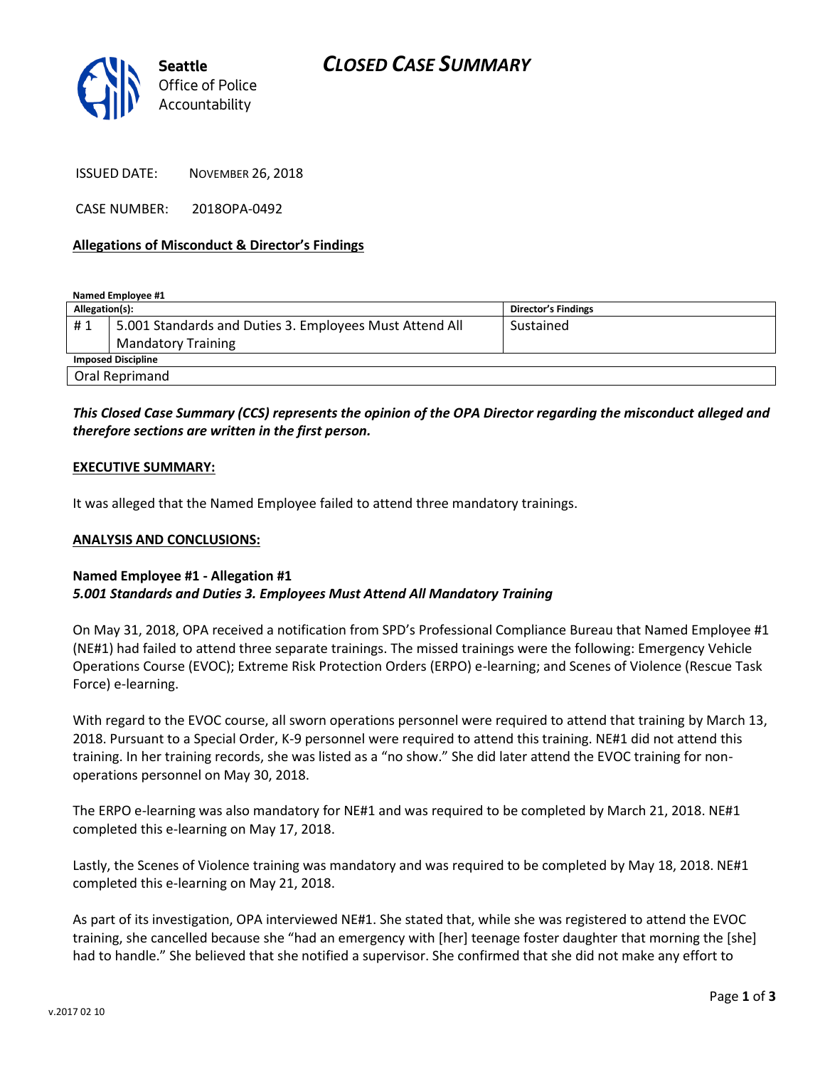Seattle Office of Police Accountability

# CLOSED CASE SUMMARY

ISSUED DATE: NOVEMBER 26, 2018

CASE NUMBER: 2018OPA-0492

**Allegations of Misconduct & Director's Findings**

**Named Employee #1**

| Allegation(s): | | Director's Findings |
|---|---|---|
| # 1 | 5.001 Standards and Duties 3. Employees Must Attend All Mandatory Training | Sustained |
| **Imposed Discipline** | | |
| Oral Reprimand | | |

***This Closed Case Summary (CCS) represents the opinion of the OPA Director regarding the misconduct alleged and therefore sections are written in the first person.***

**EXECUTIVE SUMMARY:**

It was alleged that the Named Employee failed to attend three mandatory trainings.

**ANALYSIS AND CONCLUSIONS:**

**Named Employee #1 - Allegation #1**
***5.001 Standards and Duties 3. Employees Must Attend All Mandatory Training***

On May 31, 2018, OPA received a notification from SPD's Professional Compliance Bureau that Named Employee #1 (NE#1) had failed to attend three separate trainings. The missed trainings were the following: Emergency Vehicle Operations Course (EVOC); Extreme Risk Protection Orders (ERPO) e-learning; and Scenes of Violence (Rescue Task Force) e-learning.

With regard to the EVOC course, all sworn operations personnel were required to attend that training by March 13, 2018. Pursuant to a Special Order, K-9 personnel were required to attend this training. NE#1 did not attend this training. In her training records, she was listed as a "no show." She did later attend the EVOC training for non-operations personnel on May 30, 2018.

The ERPO e-learning was also mandatory for NE#1 and was required to be completed by March 21, 2018. NE#1 completed this e-learning on May 17, 2018.

Lastly, the Scenes of Violence training was mandatory and was required to be completed by May 18, 2018. NE#1 completed this e-learning on May 21, 2018.

As part of its investigation, OPA interviewed NE#1. She stated that, while she was registered to attend the EVOC training, she cancelled because she "had an emergency with [her] teenage foster daughter that morning the [she] had to handle." She believed that she notified a supervisor. She confirmed that she did not make any effort to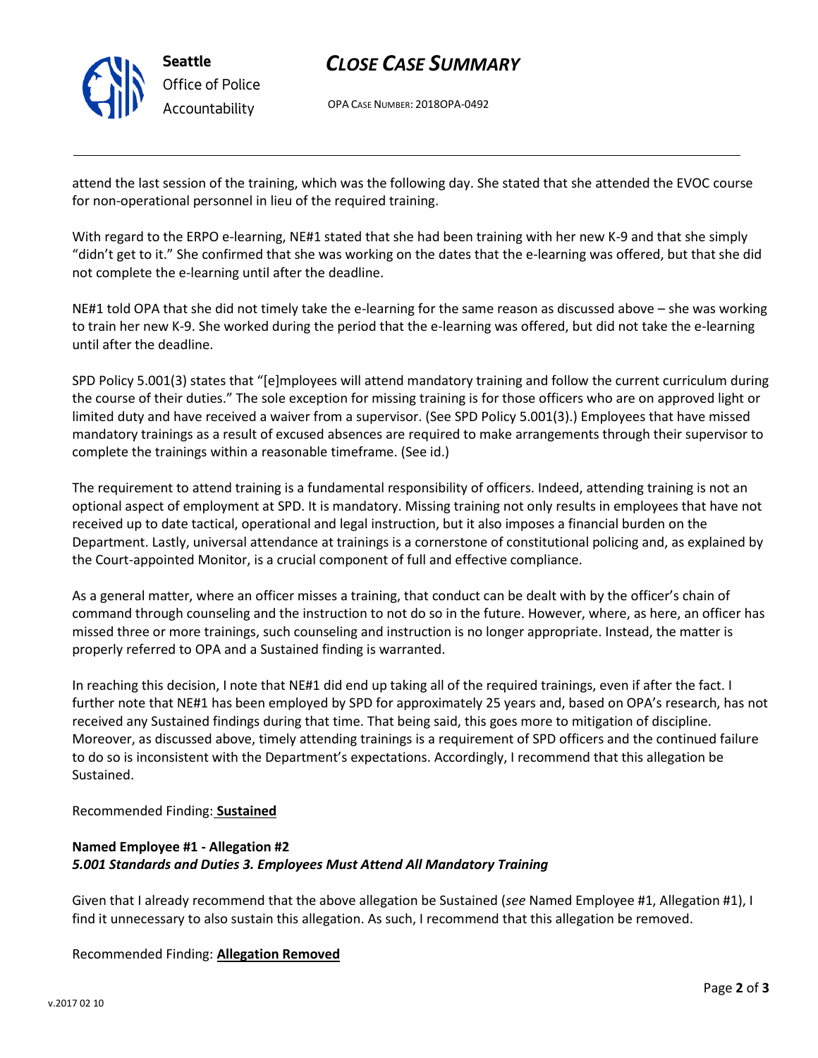attend the last session of the training, which was the following day. She stated that she attended the EVOC course for non-operational personnel in lieu of the required training.

With regard to the ERPO e-learning, NE#1 stated that she had been training with her new K-9 and that she simply "didn't get to it." She confirmed that she was working on the dates that the e-learning was offered, but that she did not complete the e-learning until after the deadline.

NE#1 told OPA that she did not timely take the e-learning for the same reason as discussed above – she was working to train her new K-9. She worked during the period that the e-learning was offered, but did not take the e-learning until after the deadline.

SPD Policy 5.001(3) states that "[e]mployees will attend mandatory training and follow the current curriculum during the course of their duties." The sole exception for missing training is for those officers who are on approved light or limited duty and have received a waiver from a supervisor. (See SPD Policy 5.001(3).) Employees that have missed mandatory trainings as a result of excused absences are required to make arrangements through their supervisor to complete the trainings within a reasonable timeframe. (See id.)

The requirement to attend training is a fundamental responsibility of officers. Indeed, attending training is not an optional aspect of employment at SPD. It is mandatory. Missing training not only results in employees that have not received up to date tactical, operational and legal instruction, but it also imposes a financial burden on the Department. Lastly, universal attendance at trainings is a cornerstone of constitutional policing and, as explained by the Court-appointed Monitor, is a crucial component of full and effective compliance.

As a general matter, where an officer misses a training, that conduct can be dealt with by the officer's chain of command through counseling and the instruction to not do so in the future. However, where, as here, an officer has missed three or more trainings, such counseling and instruction is no longer appropriate. Instead, the matter is properly referred to OPA and a Sustained finding is warranted.

In reaching this decision, I note that NE#1 did end up taking all of the required trainings, even if after the fact. I further note that NE#1 has been employed by SPD for approximately 25 years and, based on OPA's research, has not received any Sustained findings during that time. That being said, this goes more to mitigation of discipline. Moreover, as discussed above, timely attending trainings is a requirement of SPD officers and the continued failure to do so is inconsistent with the Department's expectations. Accordingly, I recommend that this allegation be Sustained.

Recommended Finding: **Sustained**

**Named Employee #1 - Allegation #2**
***5.001 Standards and Duties 3. Employees Must Attend All Mandatory Training***

Given that I already recommend that the above allegation be Sustained (*see* Named Employee #1, Allegation #1), I find it unnecessary to also sustain this allegation. As such, I recommend that this allegation be removed.

Recommended Finding: **Allegation Removed**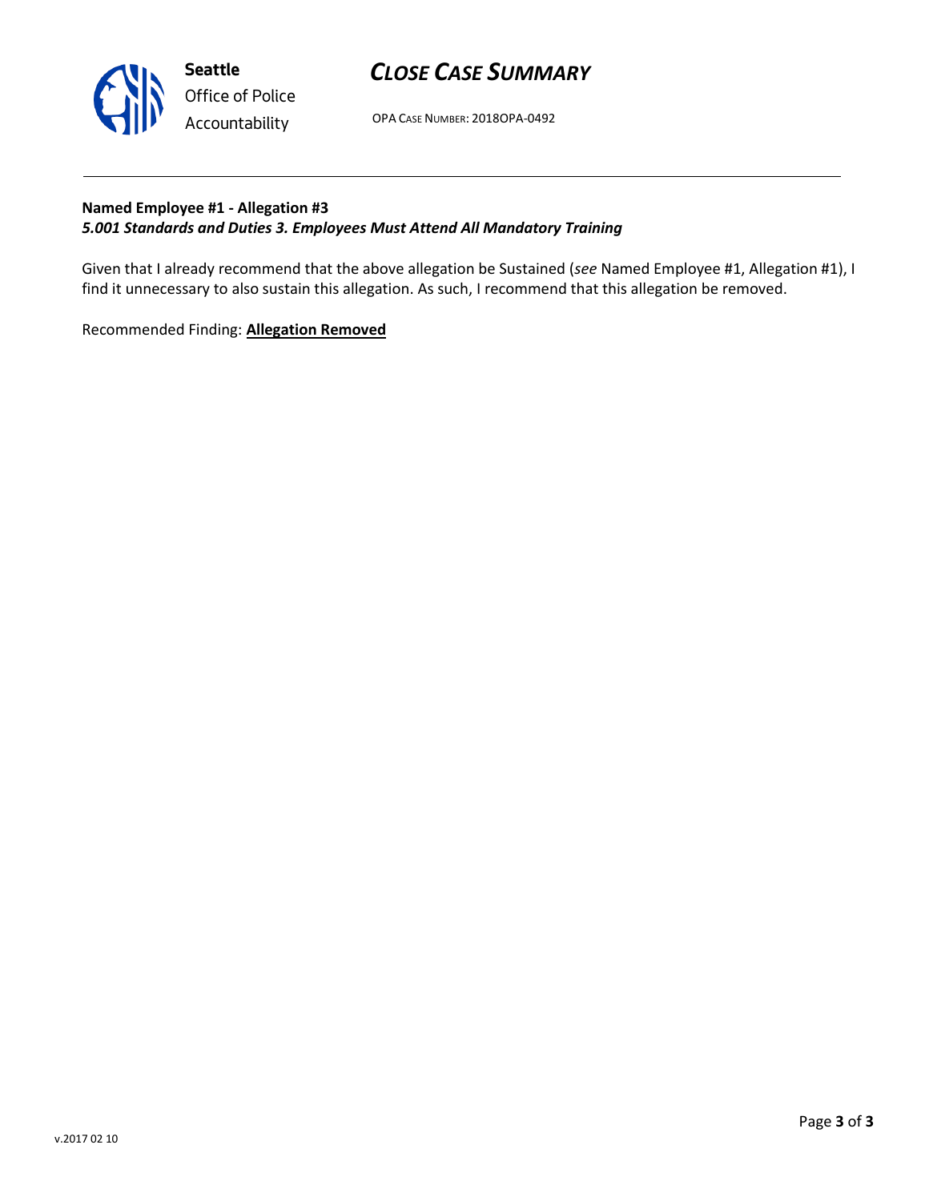**Named Employee #1 - Allegation #3**
***5.001 Standards and Duties 3. Employees Must Attend All Mandatory Training***

Given that I already recommend that the above allegation be Sustained (*see* Named Employee #1, Allegation #1), I find it unnecessary to also sustain this allegation. As such, I recommend that this allegation be removed.

Recommended Finding: **Allegation Removed**